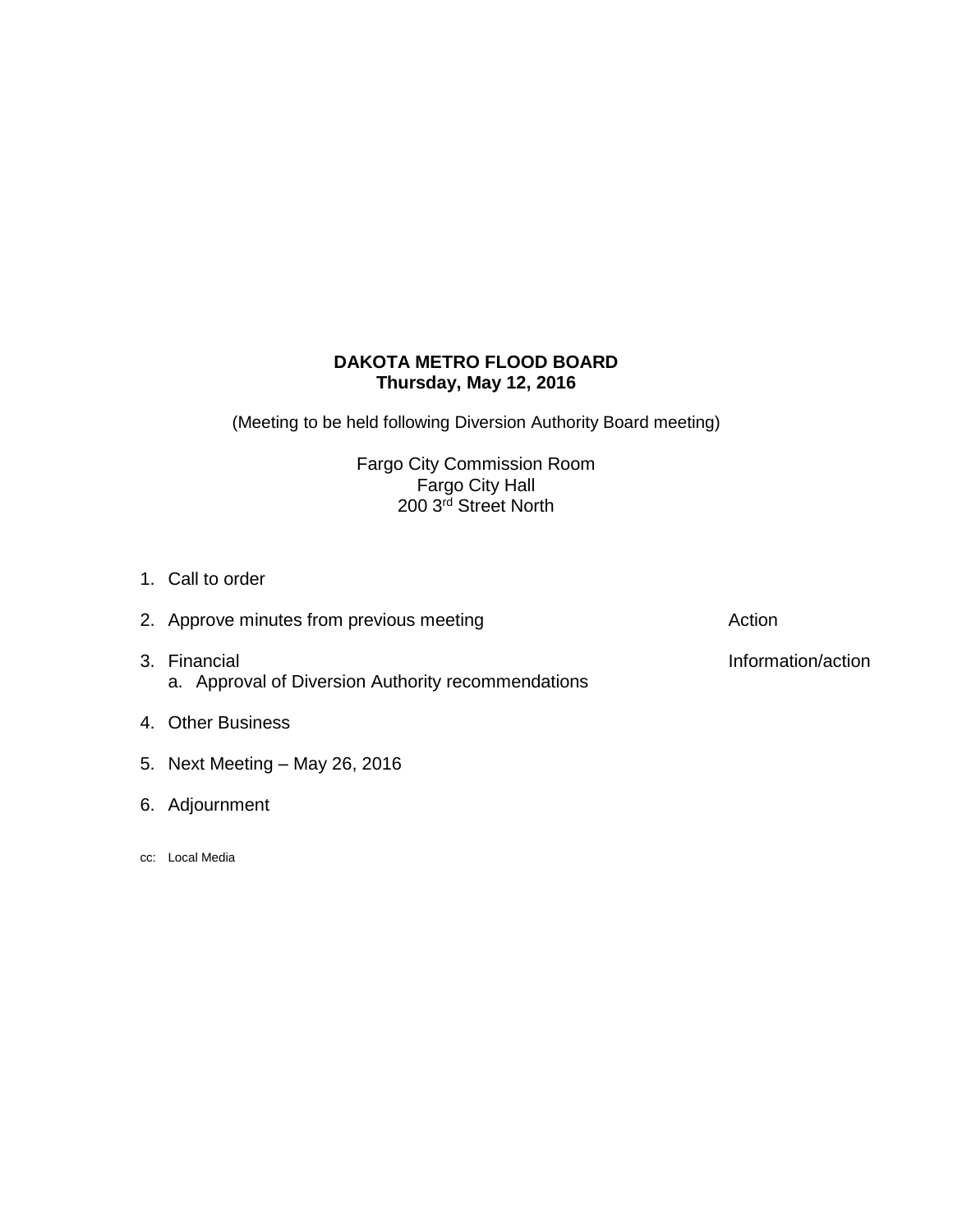**DAKOTA METRO FLOOD BOARD**
**Thursday, May 12, 2016**

(Meeting to be held following Diversion Authority Board meeting)

Fargo City Commission Room
Fargo City Hall
200 3rd Street North

1. Call to order
2. Approve minutes from previous meeting — Action
3. Financial — Information/action
   a. Approval of Diversion Authority recommendations
4. Other Business
5. Next Meeting – May 26, 2016
6. Adjournment

cc: Local Media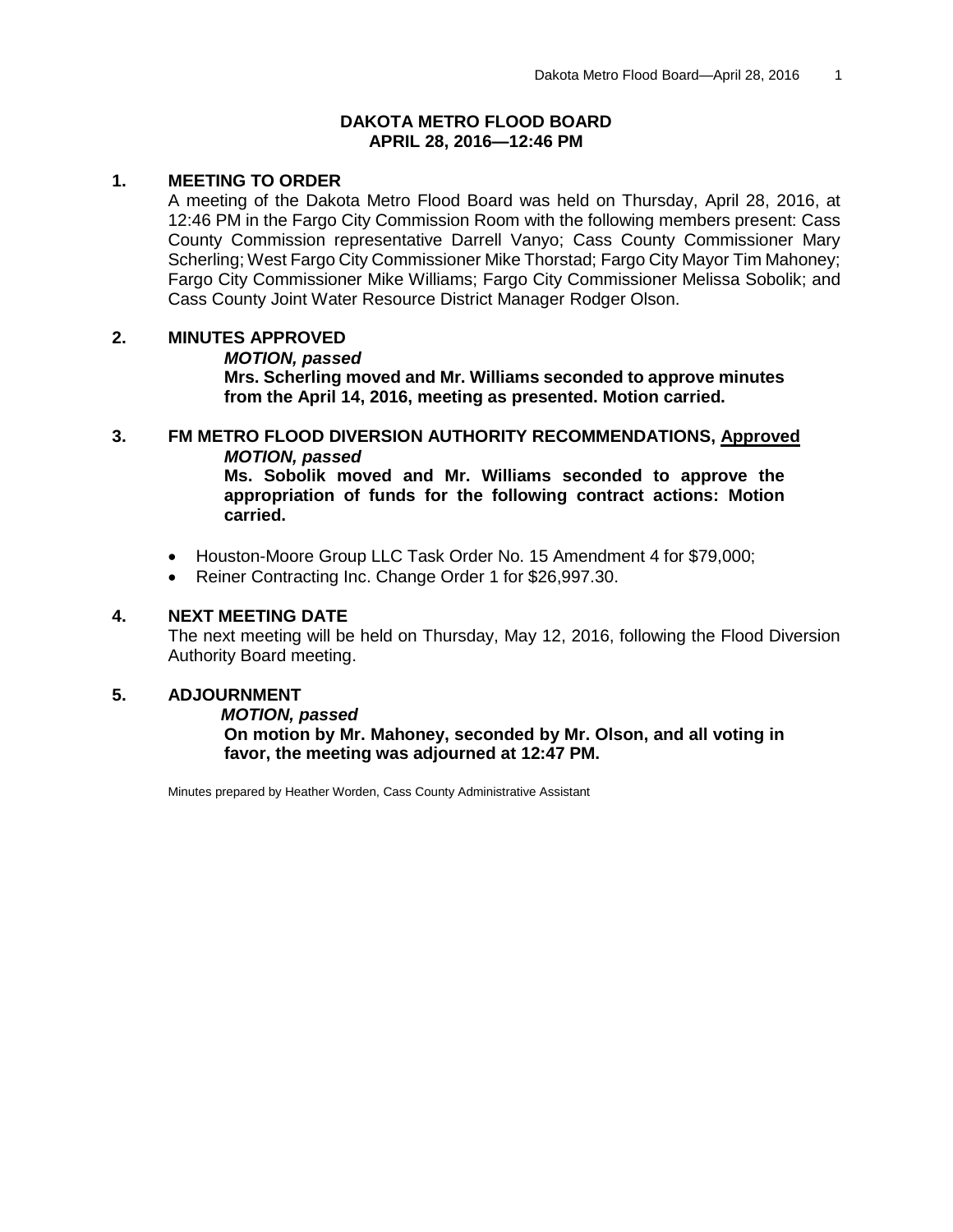# DAKOTA METRO FLOOD BOARD
## APRIL 28, 2016—12:46 PM

### 1. MEETING TO ORDER

A meeting of the Dakota Metro Flood Board was held on Thursday, April 28, 2016, at 12:46 PM in the Fargo City Commission Room with the following members present: Cass County Commission representative Darrell Vanyo; Cass County Commissioner Mary Scherling; West Fargo City Commissioner Mike Thorstad; Fargo City Mayor Tim Mahoney; Fargo City Commissioner Mike Williams; Fargo City Commissioner Melissa Sobolik; and Cass County Joint Water Resource District Manager Rodger Olson.

### 2. MINUTES APPROVED

***MOTION, passed***

**Mrs. Scherling moved and Mr. Williams seconded to approve minutes from the April 14, 2016, meeting as presented. Motion carried.**

### 3. FM METRO FLOOD DIVERSION AUTHORITY RECOMMENDATIONS, Approved

***MOTION, passed***

**Ms. Sobolik moved and Mr. Williams seconded to approve the appropriation of funds for the following contract actions: Motion carried.**

- Houston-Moore Group LLC Task Order No. 15 Amendment 4 for $79,000;
- Reiner Contracting Inc. Change Order 1 for $26,997.30.

### 4. NEXT MEETING DATE

The next meeting will be held on Thursday, May 12, 2016, following the Flood Diversion Authority Board meeting.

### 5. ADJOURNMENT

***MOTION, passed***

**On motion by Mr. Mahoney, seconded by Mr. Olson, and all voting in favor, the meeting was adjourned at 12:47 PM.**

Minutes prepared by Heather Worden, Cass County Administrative Assistant